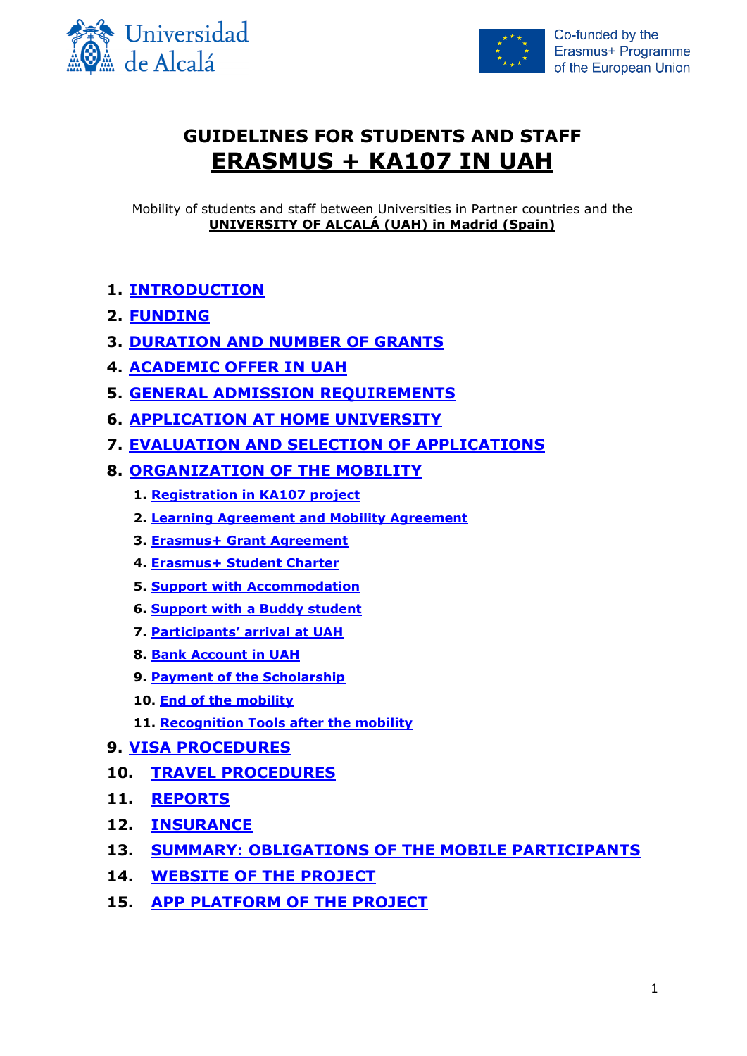Universidad de Alcalá

Co-funded by the Erasmus+ Programme of the European Union

# GUIDELINES FOR STUDENTS AND STAFF
# ERASMUS + KA107 IN UAH

Mobility of students and staff between Universities in Partner countries and the **UNIVERSITY OF ALCALÁ (UAH) in Madrid (Spain)**

1. **INTRODUCTION**
2. **FUNDING**
3. **DURATION AND NUMBER OF GRANTS**
4. **ACADEMIC OFFER IN UAH**
5. **GENERAL ADMISSION REQUIREMENTS**
6. **APPLICATION AT HOME UNIVERSITY**
7. **EVALUATION AND SELECTION OF APPLICATIONS**
8. **ORGANIZATION OF THE MOBILITY**
    1. **Registration in KA107 project**
    2. **Learning Agreement and Mobility Agreement**
    3. **Erasmus+ Grant Agreement**
    4. **Erasmus+ Student Charter**
    5. **Support with Accommodation**
    6. **Support with a Buddy student**
    7. **Participants' arrival at UAH**
    8. **Bank Account in UAH**
    9. **Payment of the Scholarship**
    10. **End of the mobility**
    11. **Recognition Tools after the mobility**
9. **VISA PROCEDURES**
10. **TRAVEL PROCEDURES**
11. **REPORTS**
12. **INSURANCE**
13. **SUMMARY: OBLIGATIONS OF THE MOBILE PARTICIPANTS**
14. **WEBSITE OF THE PROJECT**
15. **APP PLATFORM OF THE PROJECT**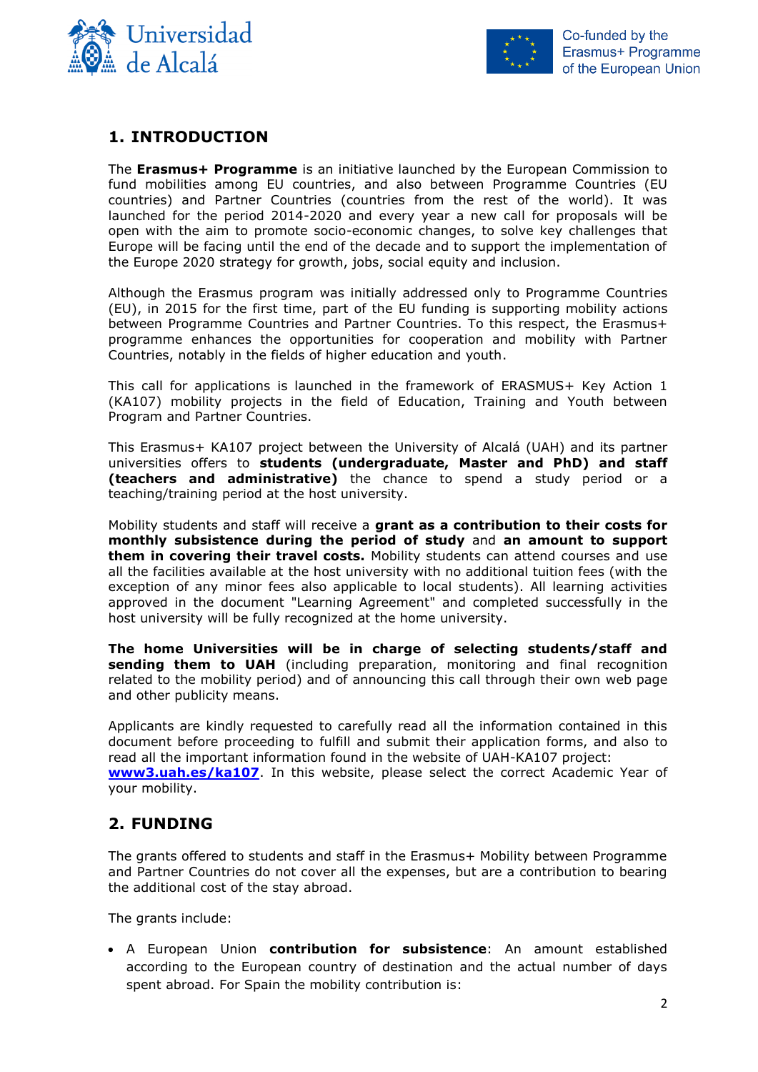## 1. INTRODUCTION

The **Erasmus+ Programme** is an initiative launched by the European Commission to fund mobilities among EU countries, and also between Programme Countries (EU countries) and Partner Countries (countries from the rest of the world). It was launched for the period 2014-2020 and every year a new call for proposals will be open with the aim to promote socio-economic changes, to solve key challenges that Europe will be facing until the end of the decade and to support the implementation of the Europe 2020 strategy for growth, jobs, social equity and inclusion.

Although the Erasmus program was initially addressed only to Programme Countries (EU), in 2015 for the first time, part of the EU funding is supporting mobility actions between Programme Countries and Partner Countries. To this respect, the Erasmus+ programme enhances the opportunities for cooperation and mobility with Partner Countries, notably in the fields of higher education and youth.

This call for applications is launched in the framework of ERASMUS+ Key Action 1 (KA107) mobility projects in the field of Education, Training and Youth between Program and Partner Countries.

This Erasmus+ KA107 project between the University of Alcalá (UAH) and its partner universities offers to **students (undergraduate, Master and PhD) and staff (teachers and administrative)** the chance to spend a study period or a teaching/training period at the host university.

Mobility students and staff will receive a **grant as a contribution to their costs for monthly subsistence during the period of study** and **an amount to support them in covering their travel costs.** Mobility students can attend courses and use all the facilities available at the host university with no additional tuition fees (with the exception of any minor fees also applicable to local students). All learning activities approved in the document "Learning Agreement" and completed successfully in the host university will be fully recognized at the home university.

**The home Universities will be in charge of selecting students/staff and sending them to UAH** (including preparation, monitoring and final recognition related to the mobility period) and of announcing this call through their own web page and other publicity means.

Applicants are kindly requested to carefully read all the information contained in this document before proceeding to fulfill and submit their application forms, and also to read all the important information found in the website of UAH-KA107 project: **www3.uah.es/ka107**. In this website, please select the correct Academic Year of your mobility.

## 2. FUNDING

The grants offered to students and staff in the Erasmus+ Mobility between Programme and Partner Countries do not cover all the expenses, but are a contribution to bearing the additional cost of the stay abroad.

The grants include:

- A European Union **contribution for subsistence**: An amount established according to the European country of destination and the actual number of days spent abroad. For Spain the mobility contribution is: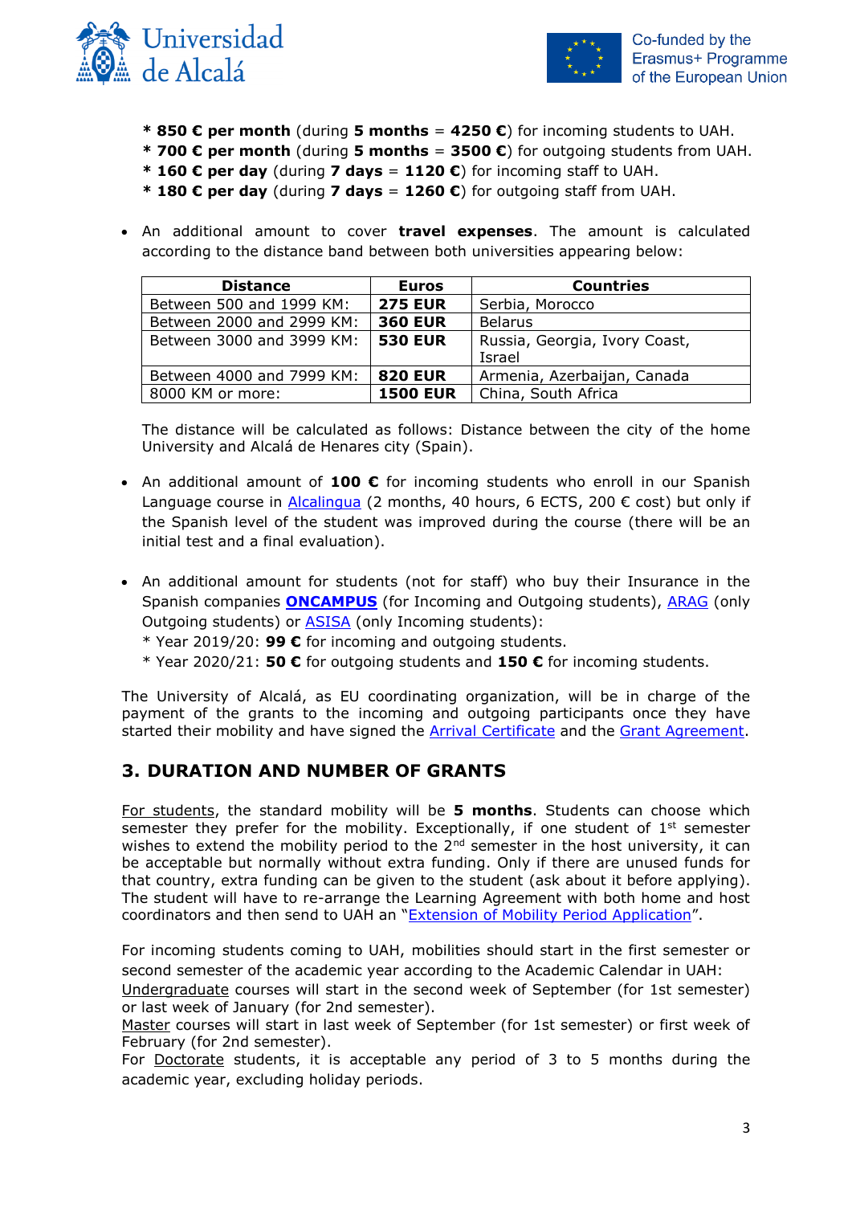\* **850 € per month** (during **5 months** = **4250 €**) for incoming students to UAH.
\* **700 € per month** (during **5 months** = **3500 €**) for outgoing students from UAH.
\* **160 € per day** (during **7 days** = **1120 €**) for incoming staff to UAH.
\* **180 € per day** (during **7 days** = **1260 €**) for outgoing staff from UAH.

- An additional amount to cover **travel expenses**. The amount is calculated according to the distance band between both universities appearing below:

| Distance | Euros | Countries |
|---|---|---|
| Between 500 and 1999 KM: | **275 EUR** | Serbia, Morocco |
| Between 2000 and 2999 KM: | **360 EUR** | Belarus |
| Between 3000 and 3999 KM: | **530 EUR** | Russia, Georgia, Ivory Coast, Israel |
| Between 4000 and 7999 KM: | **820 EUR** | Armenia, Azerbaijan, Canada |
| 8000 KM or more: | **1500 EUR** | China, South Africa |

The distance will be calculated as follows: Distance between the city of the home University and Alcalá de Henares city (Spain).

- An additional amount of **100 €** for incoming students who enroll in our Spanish Language course in Alcalingua (2 months, 40 hours, 6 ECTS, 200 € cost) but only if the Spanish level of the student was improved during the course (there will be an initial test and a final evaluation).

- An additional amount for students (not for staff) who buy their Insurance in the Spanish companies **ONCAMPUS** (for Incoming and Outgoing students), ARAG (only Outgoing students) or ASISA (only Incoming students):
  \* Year 2019/20: **99 €** for incoming and outgoing students.
  \* Year 2020/21: **50 €** for outgoing students and **150 €** for incoming students.

The University of Alcalá, as EU coordinating organization, will be in charge of the payment of the grants to the incoming and outgoing participants once they have started their mobility and have signed the Arrival Certificate and the Grant Agreement.

## 3. DURATION AND NUMBER OF GRANTS

For students, the standard mobility will be **5 months**. Students can choose which semester they prefer for the mobility. Exceptionally, if one student of 1st semester wishes to extend the mobility period to the 2nd semester in the host university, it can be acceptable but normally without extra funding. Only if there are unused funds for that country, extra funding can be given to the student (ask about it before applying). The student will have to re-arrange the Learning Agreement with both home and host coordinators and then send to UAH an "Extension of Mobility Period Application".

For incoming students coming to UAH, mobilities should start in the first semester or second semester of the academic year according to the Academic Calendar in UAH:
Undergraduate courses will start in the second week of September (for 1st semester) or last week of January (for 2nd semester).
Master courses will start in last week of September (for 1st semester) or first week of February (for 2nd semester).
For Doctorate students, it is acceptable any period of 3 to 5 months during the academic year, excluding holiday periods.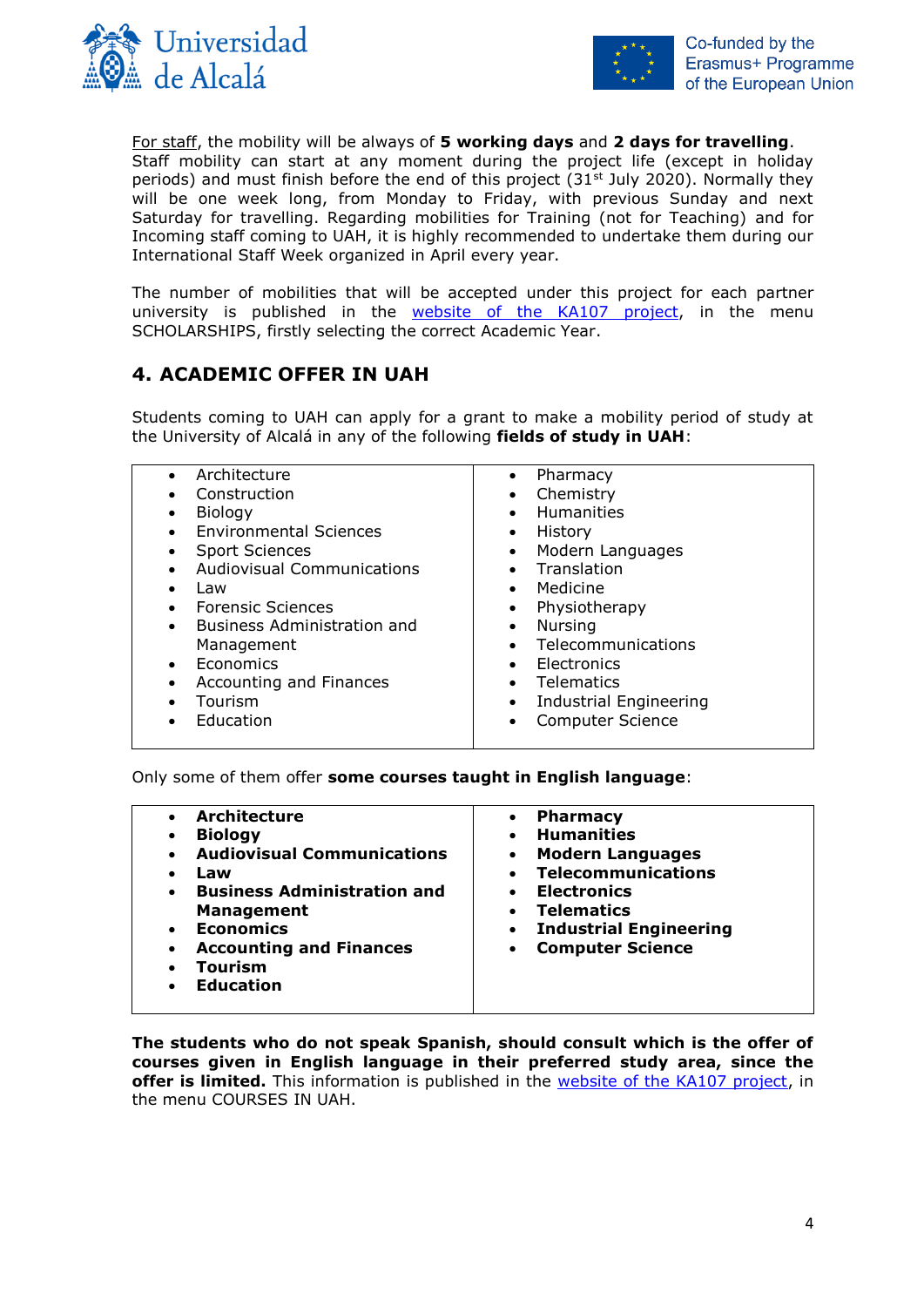For staff, the mobility will be always of **5 working days** and **2 days for travelling**. Staff mobility can start at any moment during the project life (except in holiday periods) and must finish before the end of this project (31st July 2020). Normally they will be one week long, from Monday to Friday, with previous Sunday and next Saturday for travelling. Regarding mobilities for Training (not for Teaching) and for Incoming staff coming to UAH, it is highly recommended to undertake them during our International Staff Week organized in April every year.

The number of mobilities that will be accepted under this project for each partner university is published in the website of the KA107 project, in the menu SCHOLARSHIPS, firstly selecting the correct Academic Year.

## 4. ACADEMIC OFFER IN UAH

Students coming to UAH can apply for a grant to make a mobility period of study at the University of Alcalá in any of the following **fields of study in UAH**:

| | |
|---|---|
| • Architecture<br>• Construction<br>• Biology<br>• Environmental Sciences<br>• Sport Sciences<br>• Audiovisual Communications<br>• Law<br>• Forensic Sciences<br>• Business Administration and Management<br>• Economics<br>• Accounting and Finances<br>• Tourism<br>• Education | • Pharmacy<br>• Chemistry<br>• Humanities<br>• History<br>• Modern Languages<br>• Translation<br>• Medicine<br>• Physiotherapy<br>• Nursing<br>• Telecommunications<br>• Electronics<br>• Telematics<br>• Industrial Engineering<br>• Computer Science |

Only some of them offer **some courses taught in English language**:

| | |
|---|---|
| • **Architecture**<br>• **Biology**<br>• **Audiovisual Communications**<br>• **Law**<br>• **Business Administration and Management**<br>• **Economics**<br>• **Accounting and Finances**<br>• **Tourism**<br>• **Education** | • **Pharmacy**<br>• **Humanities**<br>• **Modern Languages**<br>• **Telecommunications**<br>• **Electronics**<br>• **Telematics**<br>• **Industrial Engineering**<br>• **Computer Science** |

**The students who do not speak Spanish, should consult which is the offer of courses given in English language in their preferred study area, since the offer is limited.** This information is published in the website of the KA107 project, in the menu COURSES IN UAH.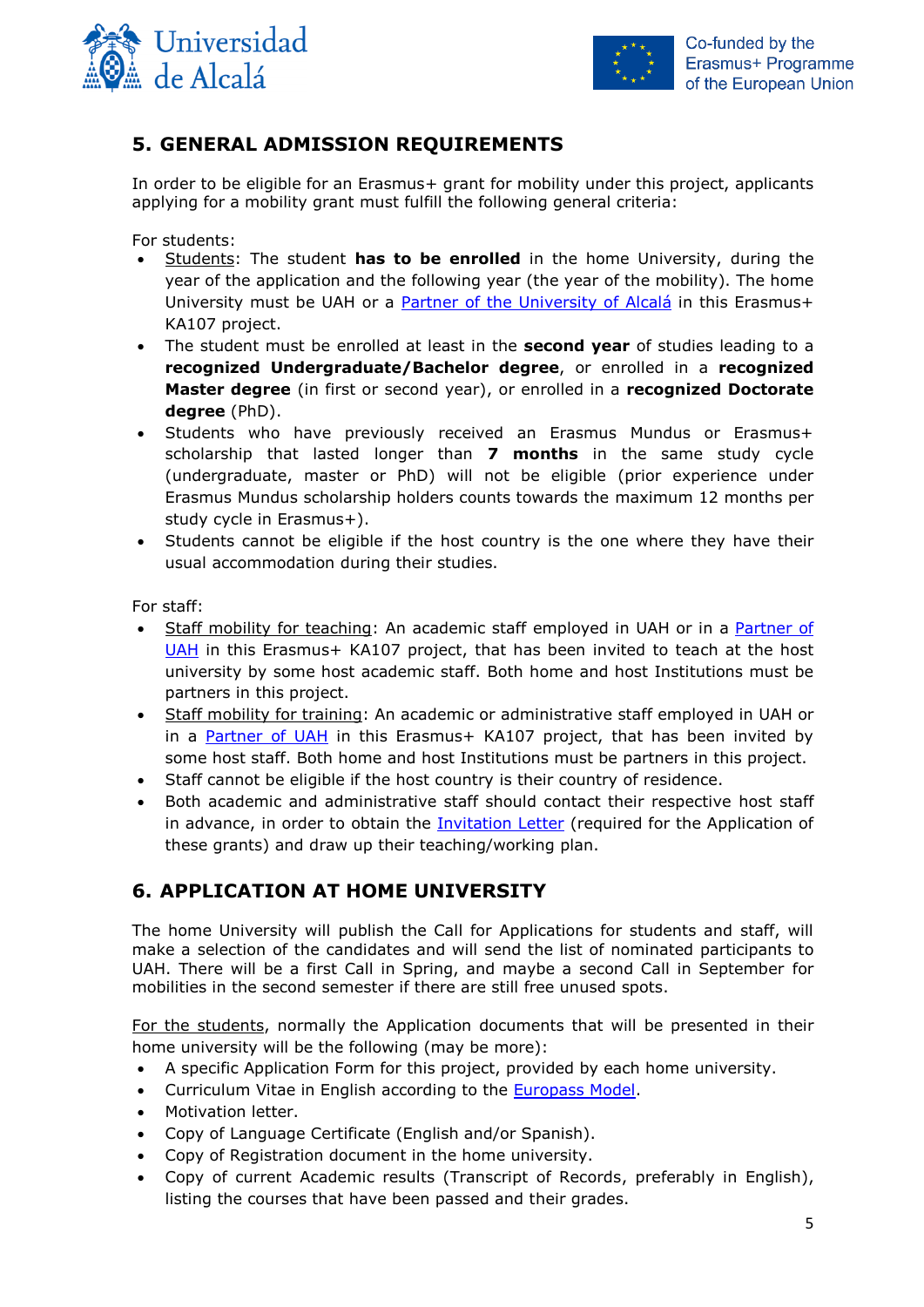## 5. GENERAL ADMISSION REQUIREMENTS

In order to be eligible for an Erasmus+ grant for mobility under this project, applicants applying for a mobility grant must fulfill the following general criteria:

For students:

- Students: The student **has to be enrolled** in the home University, during the year of the application and the following year (the year of the mobility). The home University must be UAH or a Partner of the University of Alcalá in this Erasmus+ KA107 project.
- The student must be enrolled at least in the **second year** of studies leading to a **recognized Undergraduate/Bachelor degree**, or enrolled in a **recognized Master degree** (in first or second year), or enrolled in a **recognized Doctorate degree** (PhD).
- Students who have previously received an Erasmus Mundus or Erasmus+ scholarship that lasted longer than **7 months** in the same study cycle (undergraduate, master or PhD) will not be eligible (prior experience under Erasmus Mundus scholarship holders counts towards the maximum 12 months per study cycle in Erasmus+).
- Students cannot be eligible if the host country is the one where they have their usual accommodation during their studies.

For staff:

- Staff mobility for teaching: An academic staff employed in UAH or in a Partner of UAH in this Erasmus+ KA107 project, that has been invited to teach at the host university by some host academic staff. Both home and host Institutions must be partners in this project.
- Staff mobility for training: An academic or administrative staff employed in UAH or in a Partner of UAH in this Erasmus+ KA107 project, that has been invited by some host staff. Both home and host Institutions must be partners in this project.
- Staff cannot be eligible if the host country is their country of residence.
- Both academic and administrative staff should contact their respective host staff in advance, in order to obtain the Invitation Letter (required for the Application of these grants) and draw up their teaching/working plan.

## 6. APPLICATION AT HOME UNIVERSITY

The home University will publish the Call for Applications for students and staff, will make a selection of the candidates and will send the list of nominated participants to UAH. There will be a first Call in Spring, and maybe a second Call in September for mobilities in the second semester if there are still free unused spots.

For the students, normally the Application documents that will be presented in their home university will be the following (may be more):

- A specific Application Form for this project, provided by each home university.
- Curriculum Vitae in English according to the Europass Model.
- Motivation letter.
- Copy of Language Certificate (English and/or Spanish).
- Copy of Registration document in the home university.
- Copy of current Academic results (Transcript of Records, preferably in English), listing the courses that have been passed and their grades.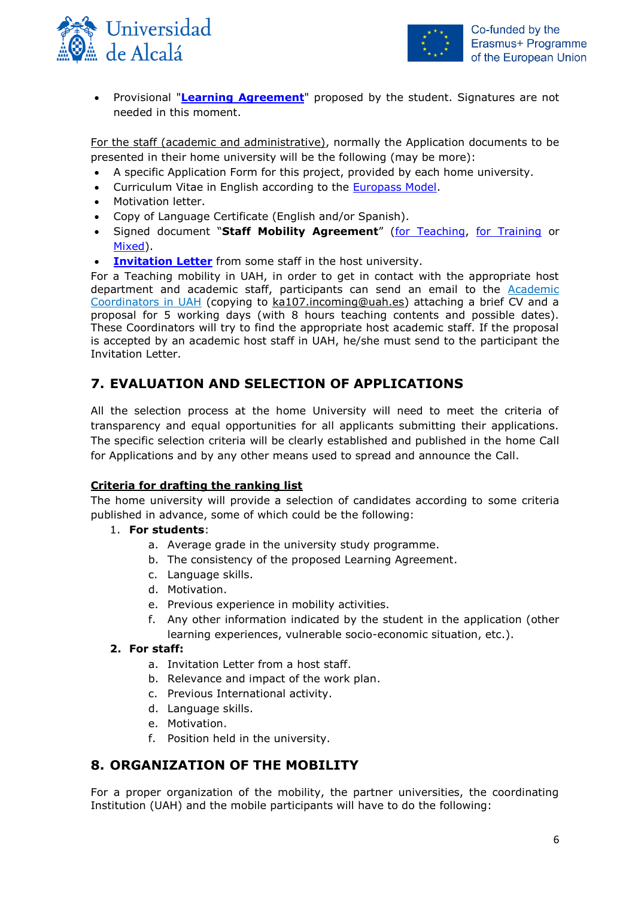- Provisional "**Learning Agreement**" proposed by the student. Signatures are not needed in this moment.

For the staff (academic and administrative), normally the Application documents to be presented in their home university will be the following (may be more):

- A specific Application Form for this project, provided by each home university.
- Curriculum Vitae in English according to the Europass Model.
- Motivation letter.
- Copy of Language Certificate (English and/or Spanish).
- Signed document "**Staff Mobility Agreement**" (for Teaching, for Training or Mixed).
- **Invitation Letter** from some staff in the host university.

For a Teaching mobility in UAH, in order to get in contact with the appropriate host department and academic staff, participants can send an email to the Academic Coordinators in UAH (copying to ka107.incoming@uah.es) attaching a brief CV and a proposal for 5 working days (with 8 hours teaching contents and possible dates). These Coordinators will try to find the appropriate host academic staff. If the proposal is accepted by an academic host staff in UAH, he/she must send to the participant the Invitation Letter.

## 7. EVALUATION AND SELECTION OF APPLICATIONS

All the selection process at the home University will need to meet the criteria of transparency and equal opportunities for all applicants submitting their applications. The specific selection criteria will be clearly established and published in the home Call for Applications and by any other means used to spread and announce the Call.

**Criteria for drafting the ranking list**

The home university will provide a selection of candidates according to some criteria published in advance, some of which could be the following:

1. **For students**:
    a. Average grade in the university study programme.
    b. The consistency of the proposed Learning Agreement.
    c. Language skills.
    d. Motivation.
    e. Previous experience in mobility activities.
    f. Any other information indicated by the student in the application (other learning experiences, vulnerable socio-economic situation, etc.).
2. **For staff:**
    a. Invitation Letter from a host staff.
    b. Relevance and impact of the work plan.
    c. Previous International activity.
    d. Language skills.
    e. Motivation.
    f. Position held in the university.

## 8. ORGANIZATION OF THE MOBILITY

For a proper organization of the mobility, the partner universities, the coordinating Institution (UAH) and the mobile participants will have to do the following: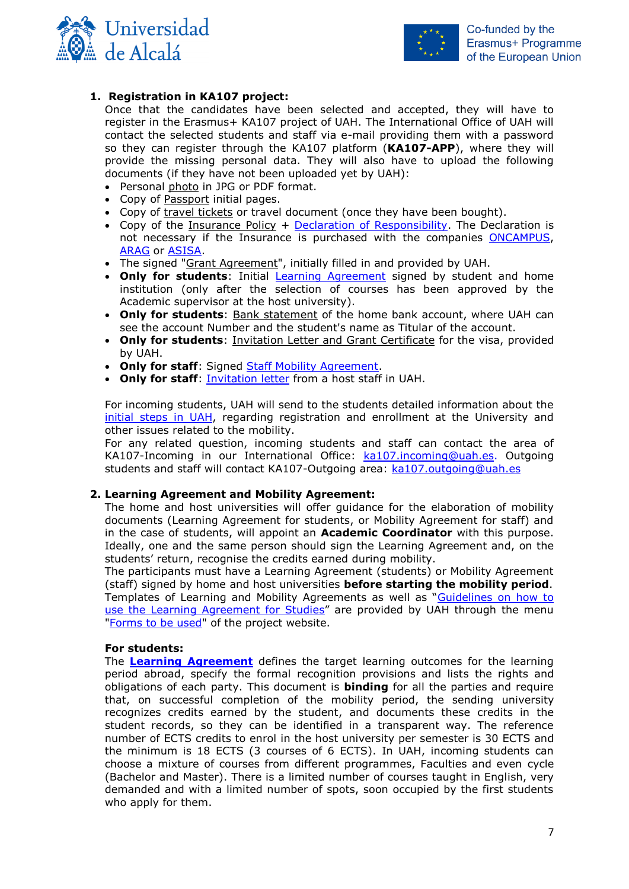1. **Registration in KA107 project:**

Once that the candidates have been selected and accepted, they will have to register in the Erasmus+ KA107 project of UAH. The International Office of UAH will contact the selected students and staff via e-mail providing them with a password so they can register through the KA107 platform (**KA107-APP**), where they will provide the missing personal data. They will also have to upload the following documents (if they have not been uploaded yet by UAH):

- Personal photo in JPG or PDF format.
- Copy of Passport initial pages.
- Copy of travel tickets or travel document (once they have been bought).
- Copy of the Insurance Policy + Declaration of Responsibility. The Declaration is not necessary if the Insurance is purchased with the companies ONCAMPUS, ARAG or ASISA.
- The signed "Grant Agreement", initially filled in and provided by UAH.
- **Only for students**: Initial Learning Agreement signed by student and home institution (only after the selection of courses has been approved by the Academic supervisor at the host university).
- **Only for students**: Bank statement of the home bank account, where UAH can see the account Number and the student's name as Titular of the account.
- **Only for students**: Invitation Letter and Grant Certificate for the visa, provided by UAH.
- **Only for staff**: Signed Staff Mobility Agreement.
- **Only for staff**: Invitation letter from a host staff in UAH.

For incoming students, UAH will send to the students detailed information about the initial steps in UAH, regarding registration and enrollment at the University and other issues related to the mobility.

For any related question, incoming students and staff can contact the area of KA107-Incoming in our International Office: ka107.incoming@uah.es. Outgoing students and staff will contact KA107-Outgoing area: ka107.outgoing@uah.es

2. **Learning Agreement and Mobility Agreement:**

The home and host universities will offer guidance for the elaboration of mobility documents (Learning Agreement for students, or Mobility Agreement for staff) and in the case of students, will appoint an **Academic Coordinator** with this purpose. Ideally, one and the same person should sign the Learning Agreement and, on the students' return, recognise the credits earned during mobility.

The participants must have a Learning Agreement (students) or Mobility Agreement (staff) signed by home and host universities **before starting the mobility period**. Templates of Learning and Mobility Agreements as well as "Guidelines on how to use the Learning Agreement for Studies" are provided by UAH through the menu "Forms to be used" of the project website.

**For students:**

The **Learning Agreement** defines the target learning outcomes for the learning period abroad, specify the formal recognition provisions and lists the rights and obligations of each party. This document is **binding** for all the parties and require that, on successful completion of the mobility period, the sending university recognizes credits earned by the student, and documents these credits in the student records, so they can be identified in a transparent way. The reference number of ECTS credits to enrol in the host university per semester is 30 ECTS and the minimum is 18 ECTS (3 courses of 6 ECTS). In UAH, incoming students can choose a mixture of courses from different programmes, Faculties and even cycle (Bachelor and Master). There is a limited number of courses taught in English, very demanded and with a limited number of spots, soon occupied by the first students who apply for them.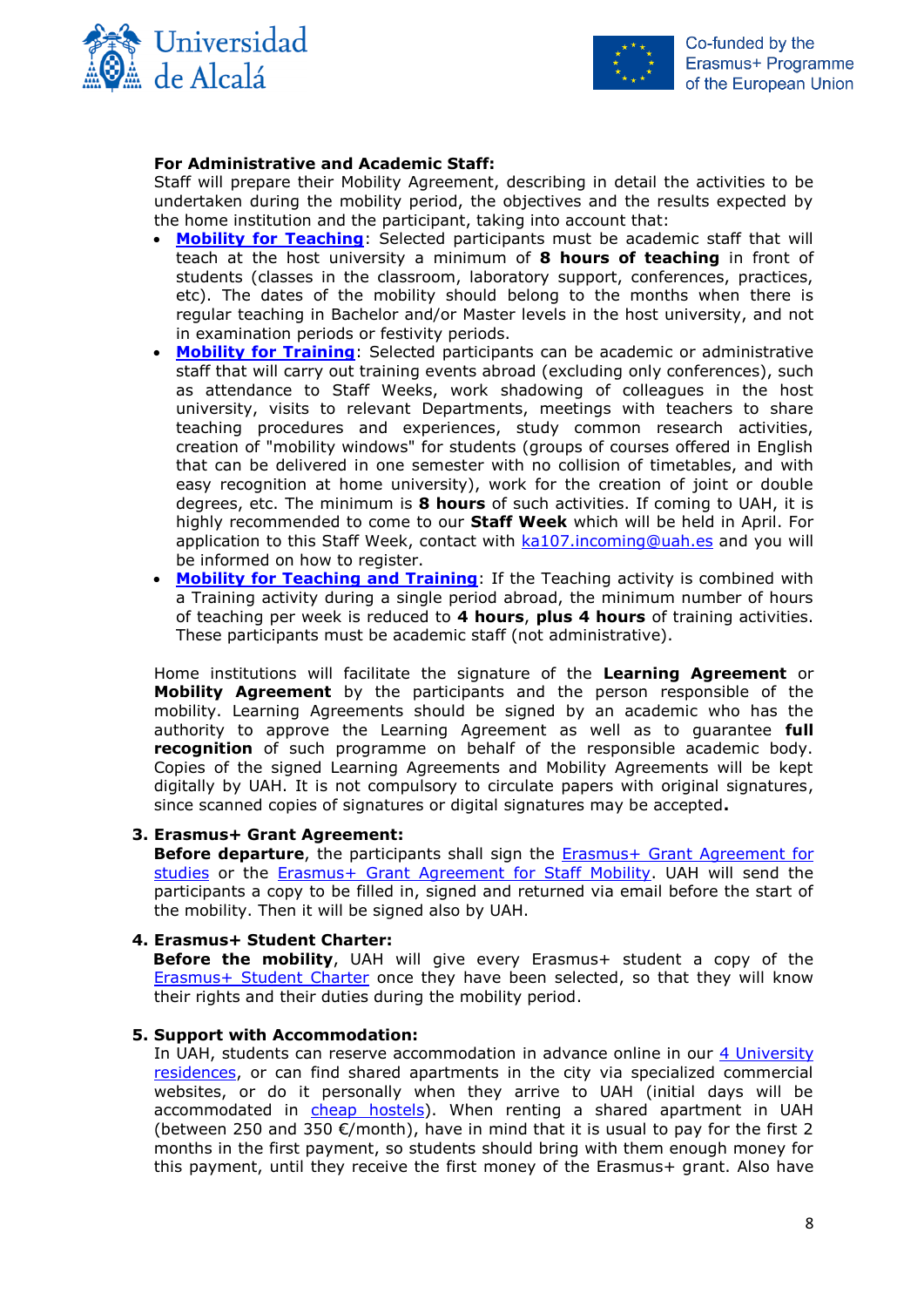**For Administrative and Academic Staff:**
Staff will prepare their Mobility Agreement, describing in detail the activities to be undertaken during the mobility period, the objectives and the results expected by the home institution and the participant, taking into account that:

- **Mobility for Teaching**: Selected participants must be academic staff that will teach at the host university a minimum of **8 hours of teaching** in front of students (classes in the classroom, laboratory support, conferences, practices, etc). The dates of the mobility should belong to the months when there is regular teaching in Bachelor and/or Master levels in the host university, and not in examination periods or festivity periods.
- **Mobility for Training**: Selected participants can be academic or administrative staff that will carry out training events abroad (excluding only conferences), such as attendance to Staff Weeks, work shadowing of colleagues in the host university, visits to relevant Departments, meetings with teachers to share teaching procedures and experiences, study common research activities, creation of "mobility windows" for students (groups of courses offered in English that can be delivered in one semester with no collision of timetables, and with easy recognition at home university), work for the creation of joint or double degrees, etc. The minimum is **8 hours** of such activities. If coming to UAH, it is highly recommended to come to our **Staff Week** which will be held in April. For application to this Staff Week, contact with ka107.incoming@uah.es and you will be informed on how to register.
- **Mobility for Teaching and Training**: If the Teaching activity is combined with a Training activity during a single period abroad, the minimum number of hours of teaching per week is reduced to **4 hours**, **plus 4 hours** of training activities. These participants must be academic staff (not administrative).

Home institutions will facilitate the signature of the **Learning Agreement** or **Mobility Agreement** by the participants and the person responsible of the mobility. Learning Agreements should be signed by an academic who has the authority to approve the Learning Agreement as well as to guarantee **full recognition** of such programme on behalf of the responsible academic body. Copies of the signed Learning Agreements and Mobility Agreements will be kept digitally by UAH. It is not compulsory to circulate papers with original signatures, since scanned copies of signatures or digital signatures may be accepted**.**

3. **Erasmus+ Grant Agreement:**
**Before departure**, the participants shall sign the Erasmus+ Grant Agreement for studies or the Erasmus+ Grant Agreement for Staff Mobility. UAH will send the participants a copy to be filled in, signed and returned via email before the start of the mobility. Then it will be signed also by UAH.

4. **Erasmus+ Student Charter:**
**Before the mobility**, UAH will give every Erasmus+ student a copy of the Erasmus+ Student Charter once they have been selected, so that they will know their rights and their duties during the mobility period.

5. **Support with Accommodation:**
In UAH, students can reserve accommodation in advance online in our 4 University residences, or can find shared apartments in the city via specialized commercial websites, or do it personally when they arrive to UAH (initial days will be accommodated in cheap hostels). When renting a shared apartment in UAH (between 250 and 350 €/month), have in mind that it is usual to pay for the first 2 months in the first payment, so students should bring with them enough money for this payment, until they receive the first money of the Erasmus+ grant. Also have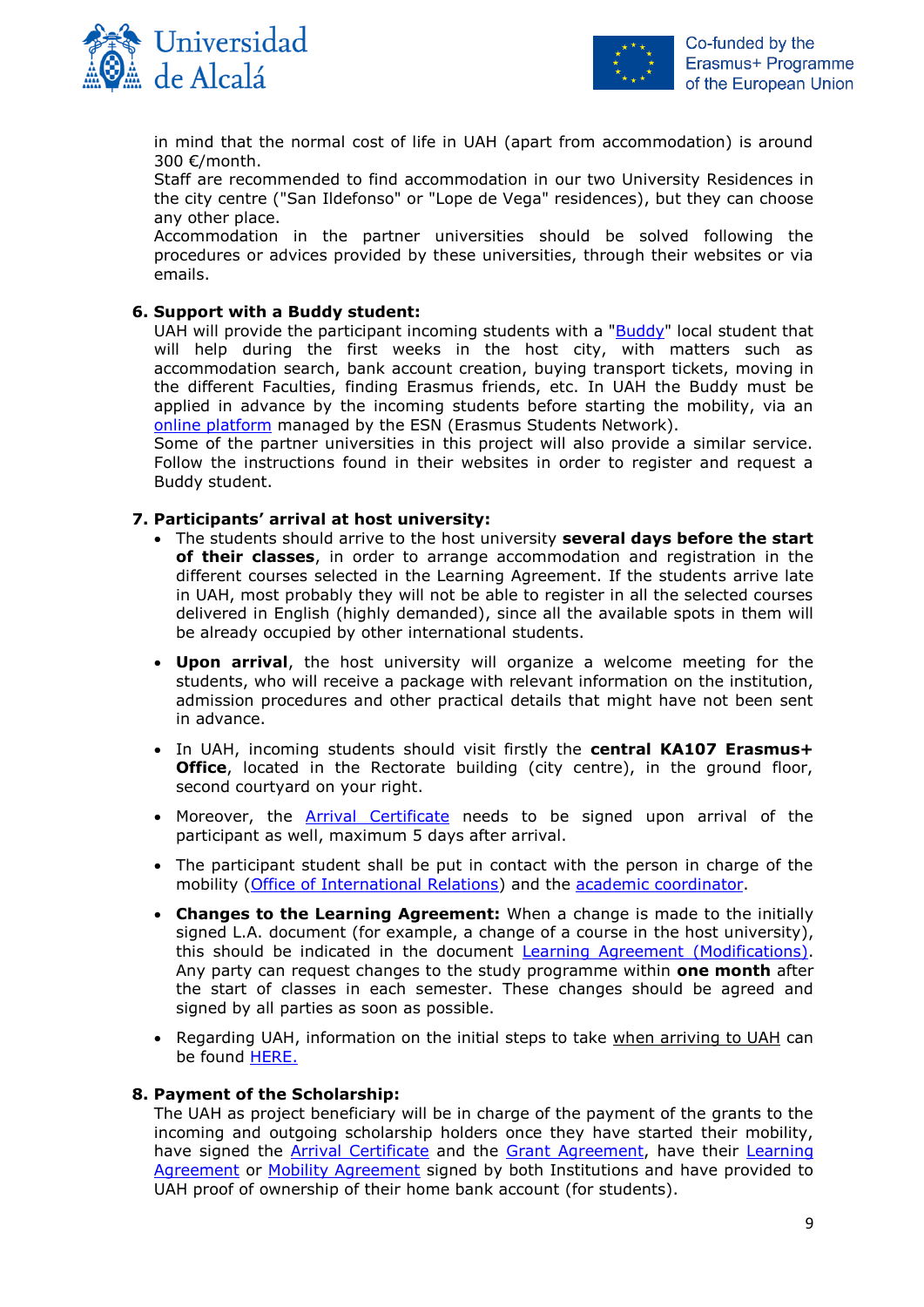in mind that the normal cost of life in UAH (apart from accommodation) is around 300 €/month.
Staff are recommended to find accommodation in our two University Residences in the city centre ("San Ildefonso" or "Lope de Vega" residences), but they can choose any other place.
Accommodation in the partner universities should be solved following the procedures or advices provided by these universities, through their websites or via emails.

**6. Support with a Buddy student:**

UAH will provide the participant incoming students with a "Buddy" local student that will help during the first weeks in the host city, with matters such as accommodation search, bank account creation, buying transport tickets, moving in the different Faculties, finding Erasmus friends, etc. In UAH the Buddy must be applied in advance by the incoming students before starting the mobility, via an online platform managed by the ESN (Erasmus Students Network).
Some of the partner universities in this project will also provide a similar service. Follow the instructions found in their websites in order to register and request a Buddy student.

**7. Participants' arrival at host university:**

- The students should arrive to the host university **several days before the start of their classes**, in order to arrange accommodation and registration in the different courses selected in the Learning Agreement. If the students arrive late in UAH, most probably they will not be able to register in all the selected courses delivered in English (highly demanded), since all the available spots in them will be already occupied by other international students.
- **Upon arrival**, the host university will organize a welcome meeting for the students, who will receive a package with relevant information on the institution, admission procedures and other practical details that might have not been sent in advance.
- In UAH, incoming students should visit firstly the **central KA107 Erasmus+ Office**, located in the Rectorate building (city centre), in the ground floor, second courtyard on your right.
- Moreover, the Arrival Certificate needs to be signed upon arrival of the participant as well, maximum 5 days after arrival.
- The participant student shall be put in contact with the person in charge of the mobility (Office of International Relations) and the academic coordinator.
- **Changes to the Learning Agreement:** When a change is made to the initially signed L.A. document (for example, a change of a course in the host university), this should be indicated in the document Learning Agreement (Modifications). Any party can request changes to the study programme within **one month** after the start of classes in each semester. These changes should be agreed and signed by all parties as soon as possible.
- Regarding UAH, information on the initial steps to take when arriving to UAH can be found HERE.

**8. Payment of the Scholarship:**

The UAH as project beneficiary will be in charge of the payment of the grants to the incoming and outgoing scholarship holders once they have started their mobility, have signed the Arrival Certificate and the Grant Agreement, have their Learning Agreement or Mobility Agreement signed by both Institutions and have provided to UAH proof of ownership of their home bank account (for students).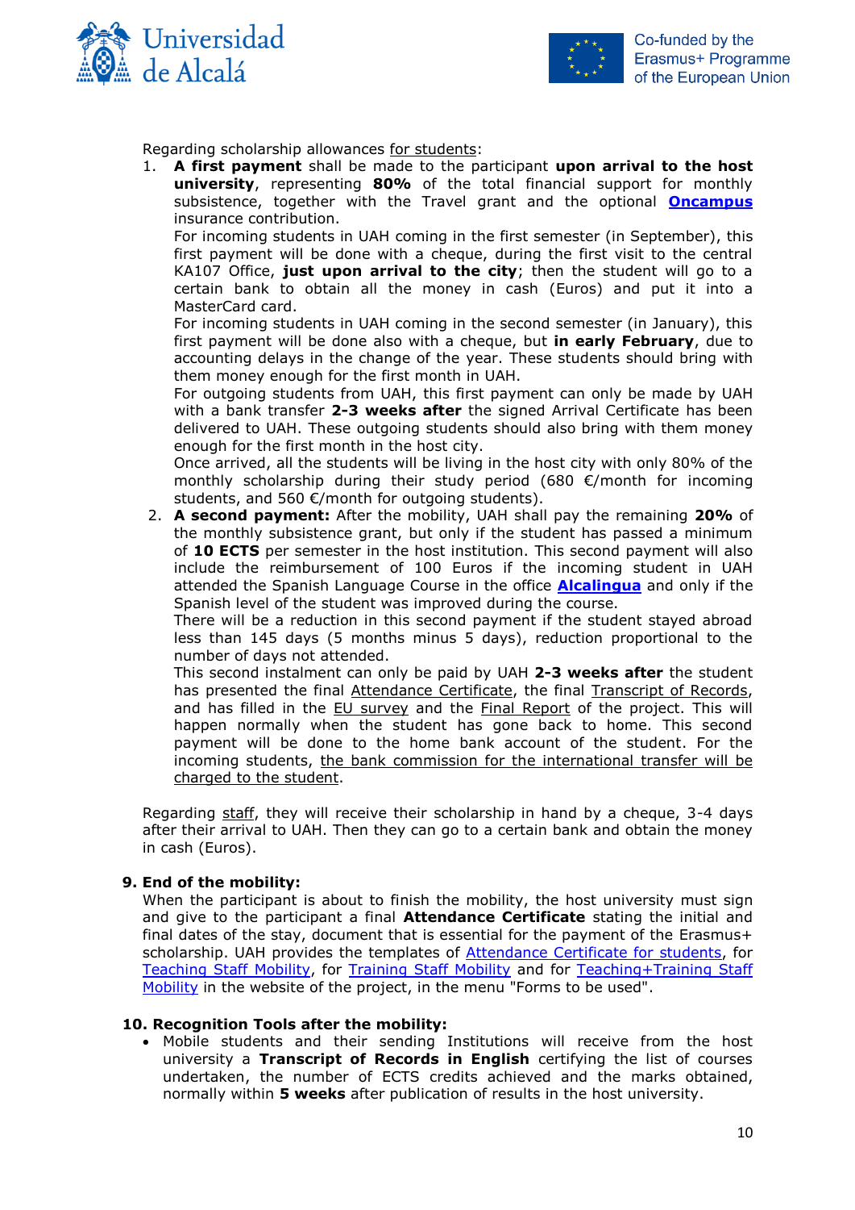Regarding scholarship allowances for students:

1. **A first payment** shall be made to the participant **upon arrival to the host university**, representing **80%** of the total financial support for monthly subsistence, together with the Travel grant and the optional **Oncampus** insurance contribution.

   For incoming students in UAH coming in the first semester (in September), this first payment will be done with a cheque, during the first visit to the central KA107 Office, **just upon arrival to the city**; then the student will go to a certain bank to obtain all the money in cash (Euros) and put it into a MasterCard card.

   For incoming students in UAH coming in the second semester (in January), this first payment will be done also with a cheque, but **in early February**, due to accounting delays in the change of the year. These students should bring with them money enough for the first month in UAH.

   For outgoing students from UAH, this first payment can only be made by UAH with a bank transfer **2-3 weeks after** the signed Arrival Certificate has been delivered to UAH. These outgoing students should also bring with them money enough for the first month in the host city.

   Once arrived, all the students will be living in the host city with only 80% of the monthly scholarship during their study period (680 €/month for incoming students, and 560 €/month for outgoing students).

2. **A second payment:** After the mobility, UAH shall pay the remaining **20%** of the monthly subsistence grant, but only if the student has passed a minimum of **10 ECTS** per semester in the host institution. This second payment will also include the reimbursement of 100 Euros if the incoming student in UAH attended the Spanish Language Course in the office **Alcalingua** and only if the Spanish level of the student was improved during the course.

   There will be a reduction in this second payment if the student stayed abroad less than 145 days (5 months minus 5 days), reduction proportional to the number of days not attended.

   This second instalment can only be paid by UAH **2-3 weeks after** the student has presented the final Attendance Certificate, the final Transcript of Records, and has filled in the EU survey and the Final Report of the project. This will happen normally when the student has gone back to home. This second payment will be done to the home bank account of the student. For the incoming students, the bank commission for the international transfer will be charged to the student.

Regarding staff, they will receive their scholarship in hand by a cheque, 3-4 days after their arrival to UAH. Then they can go to a certain bank and obtain the money in cash (Euros).

### 9. End of the mobility:

When the participant is about to finish the mobility, the host university must sign and give to the participant a final **Attendance Certificate** stating the initial and final dates of the stay, document that is essential for the payment of the Erasmus+ scholarship. UAH provides the templates of Attendance Certificate for students, for Teaching Staff Mobility, for Training Staff Mobility and for Teaching+Training Staff Mobility in the website of the project, in the menu "Forms to be used".

### 10. Recognition Tools after the mobility:

- Mobile students and their sending Institutions will receive from the host university a **Transcript of Records in English** certifying the list of courses undertaken, the number of ECTS credits achieved and the marks obtained, normally within **5 weeks** after publication of results in the host university.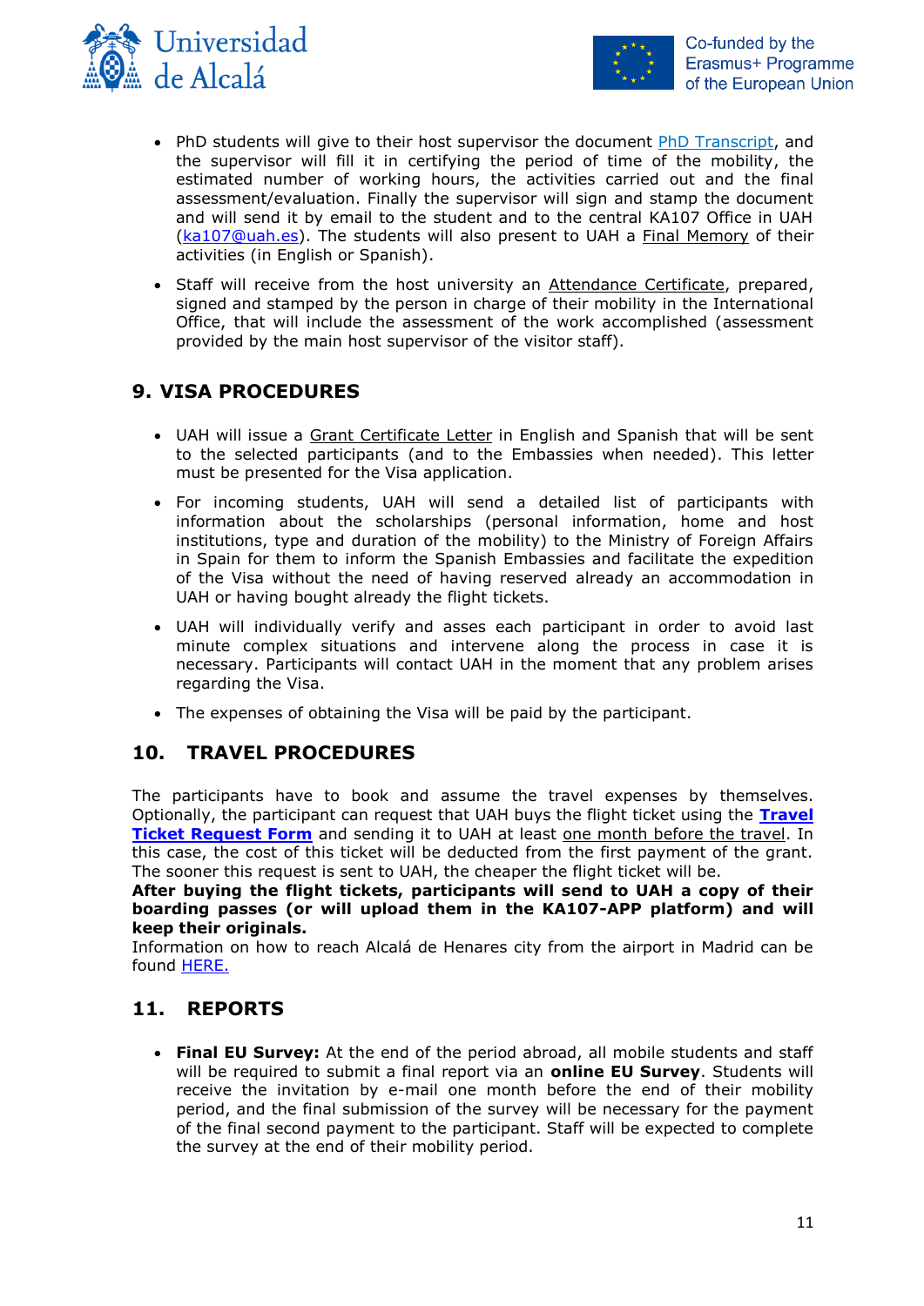- PhD students will give to their host supervisor the document PhD Transcript, and the supervisor will fill it in certifying the period of time of the mobility, the estimated number of working hours, the activities carried out and the final assessment/evaluation. Finally the supervisor will sign and stamp the document and will send it by email to the student and to the central KA107 Office in UAH (ka107@uah.es). The students will also present to UAH a Final Memory of their activities (in English or Spanish).
- Staff will receive from the host university an Attendance Certificate, prepared, signed and stamped by the person in charge of their mobility in the International Office, that will include the assessment of the work accomplished (assessment provided by the main host supervisor of the visitor staff).

## 9. VISA PROCEDURES

- UAH will issue a Grant Certificate Letter in English and Spanish that will be sent to the selected participants (and to the Embassies when needed). This letter must be presented for the Visa application.
- For incoming students, UAH will send a detailed list of participants with information about the scholarships (personal information, home and host institutions, type and duration of the mobility) to the Ministry of Foreign Affairs in Spain for them to inform the Spanish Embassies and facilitate the expedition of the Visa without the need of having reserved already an accommodation in UAH or having bought already the flight tickets.
- UAH will individually verify and asses each participant in order to avoid last minute complex situations and intervene along the process in case it is necessary. Participants will contact UAH in the moment that any problem arises regarding the Visa.
- The expenses of obtaining the Visa will be paid by the participant.

## 10. TRAVEL PROCEDURES

The participants have to book and assume the travel expenses by themselves. Optionally, the participant can request that UAH buys the flight ticket using the **Travel Ticket Request Form** and sending it to UAH at least one month before the travel. In this case, the cost of this ticket will be deducted from the first payment of the grant. The sooner this request is sent to UAH, the cheaper the flight ticket will be.
**After buying the flight tickets, participants will send to UAH a copy of their boarding passes (or will upload them in the KA107-APP platform) and will keep their originals.**
Information on how to reach Alcalá de Henares city from the airport in Madrid can be found HERE.

## 11. REPORTS

- **Final EU Survey:** At the end of the period abroad, all mobile students and staff will be required to submit a final report via an **online EU Survey**. Students will receive the invitation by e-mail one month before the end of their mobility period, and the final submission of the survey will be necessary for the payment of the final second payment to the participant. Staff will be expected to complete the survey at the end of their mobility period.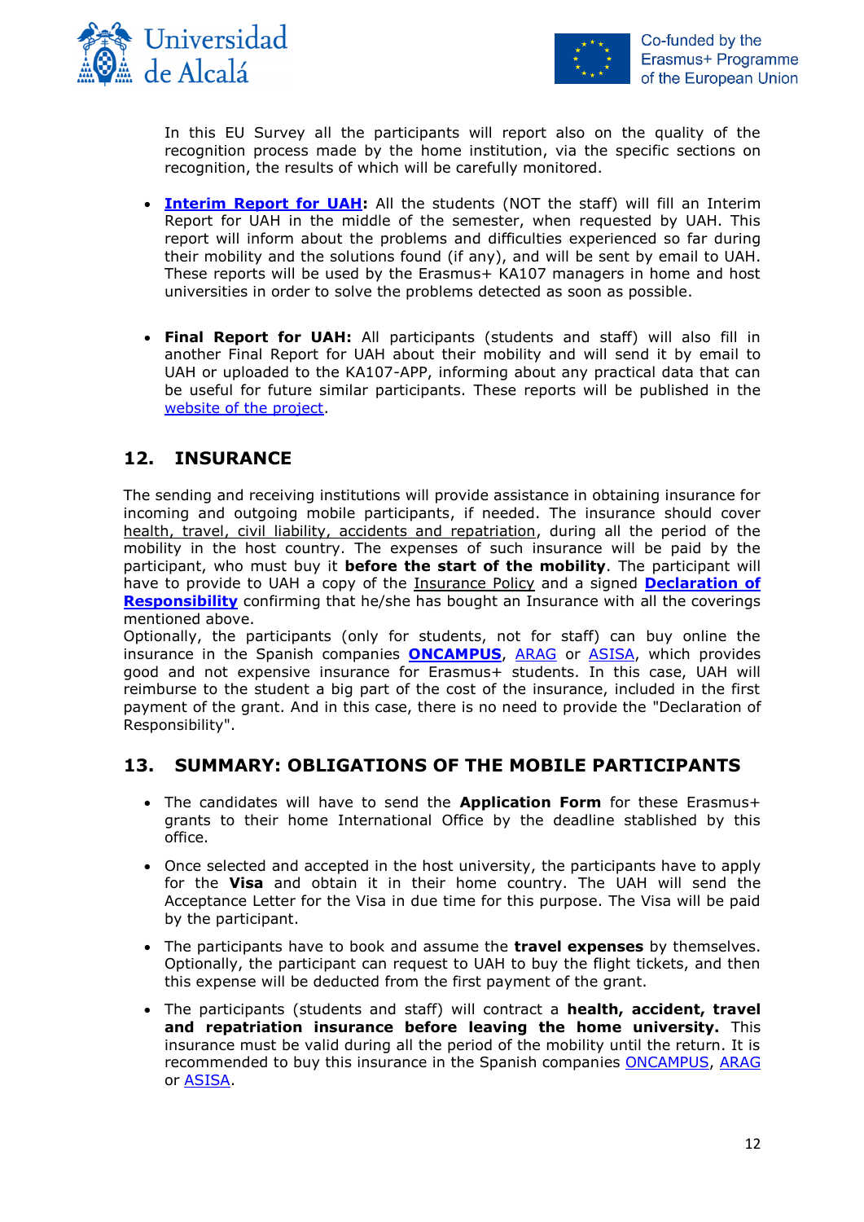In this EU Survey all the participants will report also on the quality of the recognition process made by the home institution, via the specific sections on recognition, the results of which will be carefully monitored.

- **Interim Report for UAH:** All the students (NOT the staff) will fill an Interim Report for UAH in the middle of the semester, when requested by UAH. This report will inform about the problems and difficulties experienced so far during their mobility and the solutions found (if any), and will be sent by email to UAH. These reports will be used by the Erasmus+ KA107 managers in home and host universities in order to solve the problems detected as soon as possible.

- **Final Report for UAH:** All participants (students and staff) will also fill in another Final Report for UAH about their mobility and will send it by email to UAH or uploaded to the KA107-APP, informing about any practical data that can be useful for future similar participants. These reports will be published in the website of the project.

## 12. INSURANCE

The sending and receiving institutions will provide assistance in obtaining insurance for incoming and outgoing mobile participants, if needed. The insurance should cover health, travel, civil liability, accidents and repatriation, during all the period of the mobility in the host country. The expenses of such insurance will be paid by the participant, who must buy it **before the start of the mobility**. The participant will have to provide to UAH a copy of the Insurance Policy and a signed **Declaration of Responsibility** confirming that he/she has bought an Insurance with all the coverings mentioned above.

Optionally, the participants (only for students, not for staff) can buy online the insurance in the Spanish companies **ONCAMPUS**, ARAG or ASISA, which provides good and not expensive insurance for Erasmus+ students. In this case, UAH will reimburse to the student a big part of the cost of the insurance, included in the first payment of the grant. And in this case, there is no need to provide the "Declaration of Responsibility".

## 13. SUMMARY: OBLIGATIONS OF THE MOBILE PARTICIPANTS

- The candidates will have to send the **Application Form** for these Erasmus+ grants to their home International Office by the deadline stablished by this office.

- Once selected and accepted in the host university, the participants have to apply for the **Visa** and obtain it in their home country. The UAH will send the Acceptance Letter for the Visa in due time for this purpose. The Visa will be paid by the participant.

- The participants have to book and assume the **travel expenses** by themselves. Optionally, the participant can request to UAH to buy the flight tickets, and then this expense will be deducted from the first payment of the grant.

- The participants (students and staff) will contract a **health, accident, travel and repatriation insurance before leaving the home university.** This insurance must be valid during all the period of the mobility until the return. It is recommended to buy this insurance in the Spanish companies ONCAMPUS, ARAG or ASISA.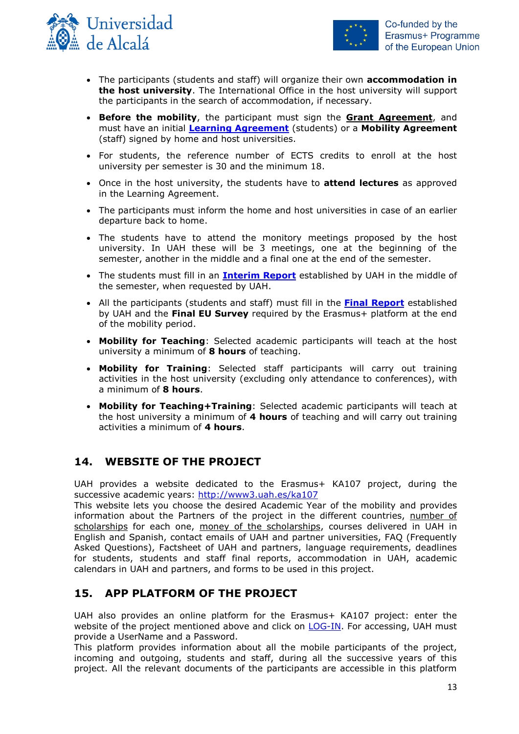- The participants (students and staff) will organize their own **accommodation in the host university**. The International Office in the host university will support the participants in the search of accommodation, if necessary.
- **Before the mobility**, the participant must sign the **Grant Agreement**, and must have an initial **Learning Agreement** (students) or a **Mobility Agreement** (staff) signed by home and host universities.
- For students, the reference number of ECTS credits to enroll at the host university per semester is 30 and the minimum 18.
- Once in the host university, the students have to **attend lectures** as approved in the Learning Agreement.
- The participants must inform the home and host universities in case of an earlier departure back to home.
- The students have to attend the monitory meetings proposed by the host university. In UAH these will be 3 meetings, one at the beginning of the semester, another in the middle and a final one at the end of the semester.
- The students must fill in an **Interim Report** established by UAH in the middle of the semester, when requested by UAH.
- All the participants (students and staff) must fill in the **Final Report** established by UAH and the **Final EU Survey** required by the Erasmus+ platform at the end of the mobility period.
- **Mobility for Teaching**: Selected academic participants will teach at the host university a minimum of **8 hours** of teaching.
- **Mobility for Training**: Selected staff participants will carry out training activities in the host university (excluding only attendance to conferences), with a minimum of **8 hours**.
- **Mobility for Teaching+Training**: Selected academic participants will teach at the host university a minimum of **4 hours** of teaching and will carry out training activities a minimum of **4 hours**.

## 14. WEBSITE OF THE PROJECT

UAH provides a website dedicated to the Erasmus+ KA107 project, during the successive academic years: http://www3.uah.es/ka107
This website lets you choose the desired Academic Year of the mobility and provides information about the Partners of the project in the different countries, number of scholarships for each one, money of the scholarships, courses delivered in UAH in English and Spanish, contact emails of UAH and partner universities, FAQ (Frequently Asked Questions), Factsheet of UAH and partners, language requirements, deadlines for students, students and staff final reports, accommodation in UAH, academic calendars in UAH and partners, and forms to be used in this project.

## 15. APP PLATFORM OF THE PROJECT

UAH also provides an online platform for the Erasmus+ KA107 project: enter the website of the project mentioned above and click on LOG-IN. For accessing, UAH must provide a UserName and a Password.
This platform provides information about all the mobile participants of the project, incoming and outgoing, students and staff, during all the successive years of this project. All the relevant documents of the participants are accessible in this platform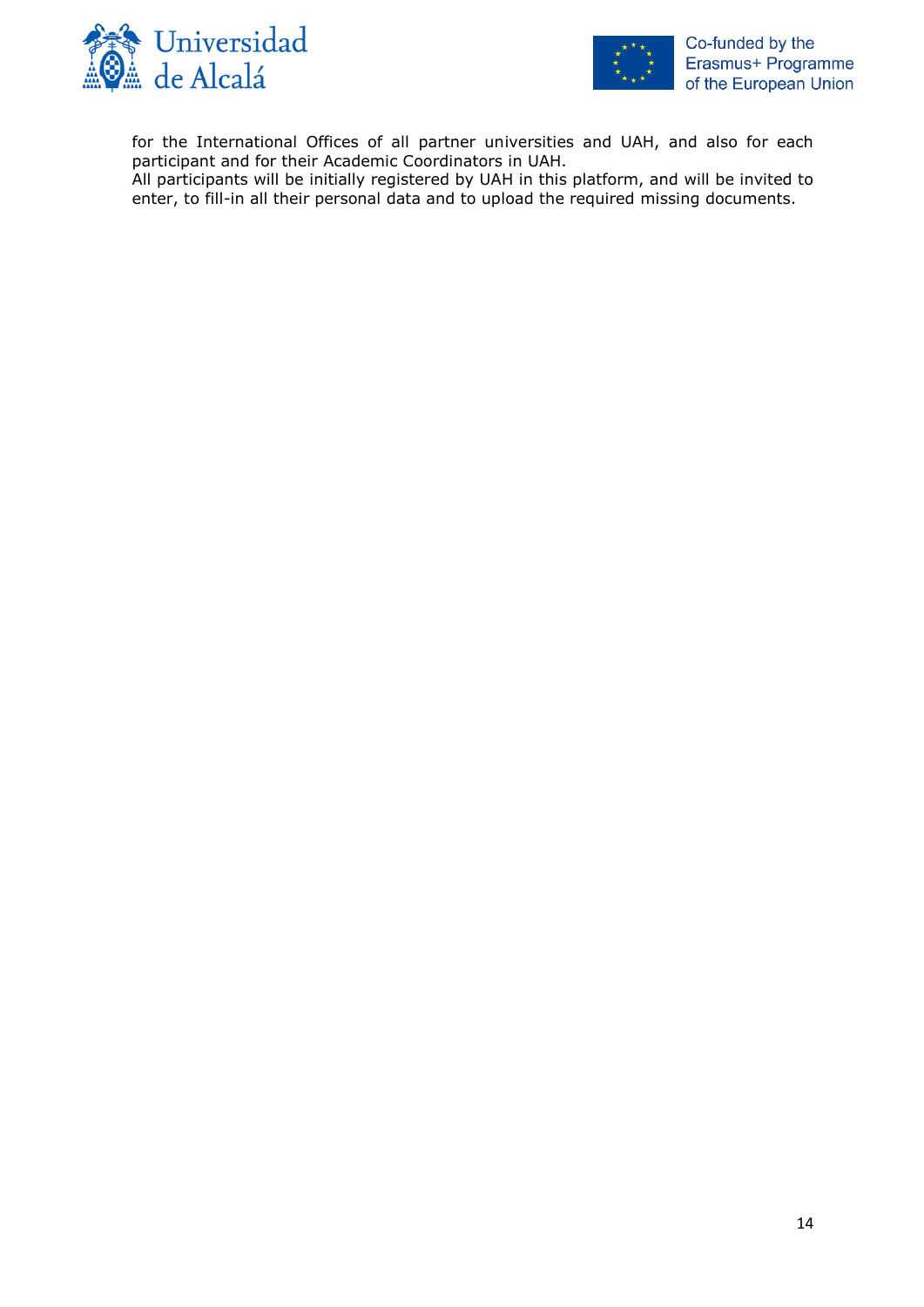for the International Offices of all partner universities and UAH, and also for each participant and for their Academic Coordinators in UAH.
All participants will be initially registered by UAH in this platform, and will be invited to enter, to fill-in all their personal data and to upload the required missing documents.